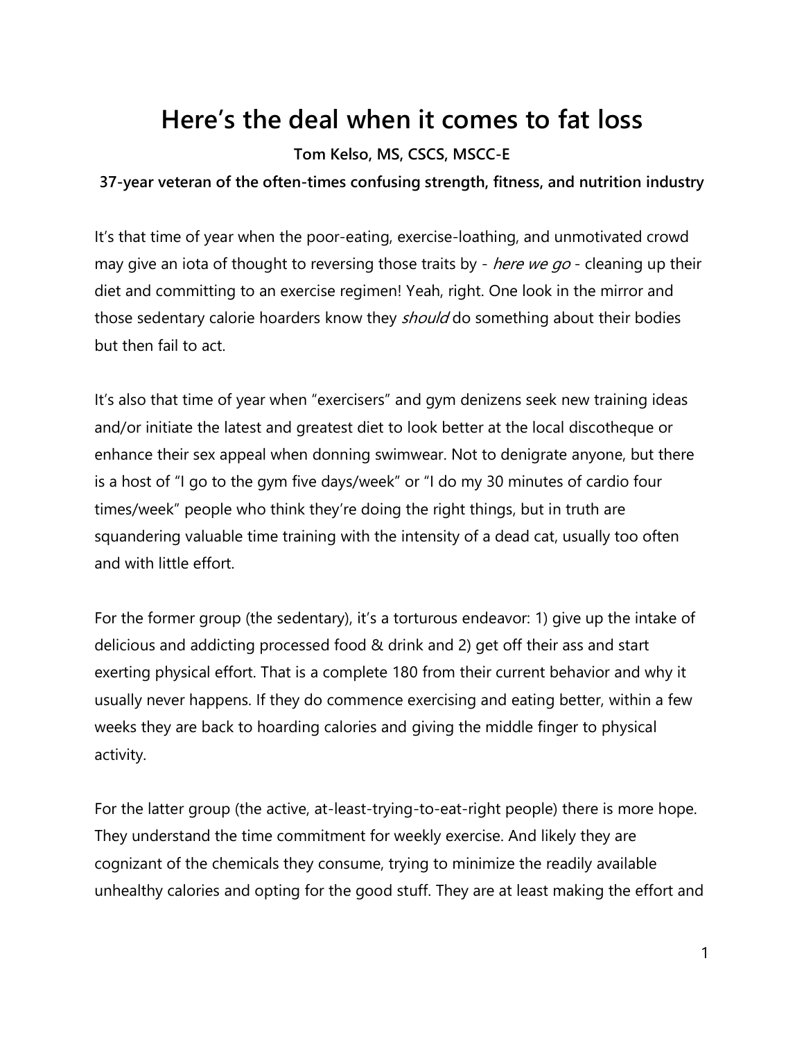# Here's the deal when it comes to fat loss

**Tom Kelso, MS, CSCS, MSCC-E**

**37-year veteran of the often-times confusing strength, fitness, and nutrition industry**

It's that time of year when the poor-eating, exercise-loathing, and unmotivated crowd may give an iota of thought to reversing those traits by - *here we go* - cleaning up their diet and committing to an exercise regimen! Yeah, right. One look in the mirror and those sedentary calorie hoarders know they *should* do something about their bodies but then fail to act.

It's also that time of year when "exercisers" and gym denizens seek new training ideas and/or initiate the latest and greatest diet to look better at the local discotheque or enhance their sex appeal when donning swimwear. Not to denigrate anyone, but there is a host of "I go to the gym five days/week" or "I do my 30 minutes of cardio four times/week" people who think they're doing the right things, but in truth are squandering valuable time training with the intensity of a dead cat, usually too often and with little effort.

For the former group (the sedentary), it's a torturous endeavor: 1) give up the intake of delicious and addicting processed food & drink and 2) get off their ass and start exerting physical effort. That is a complete 180 from their current behavior and why it usually never happens. If they do commence exercising and eating better, within a few weeks they are back to hoarding calories and giving the middle finger to physical activity.

For the latter group (the active, at-least-trying-to-eat-right people) there is more hope. They understand the time commitment for weekly exercise. And likely they are cognizant of the chemicals they consume, trying to minimize the readily available unhealthy calories and opting for the good stuff. They are at least making the effort and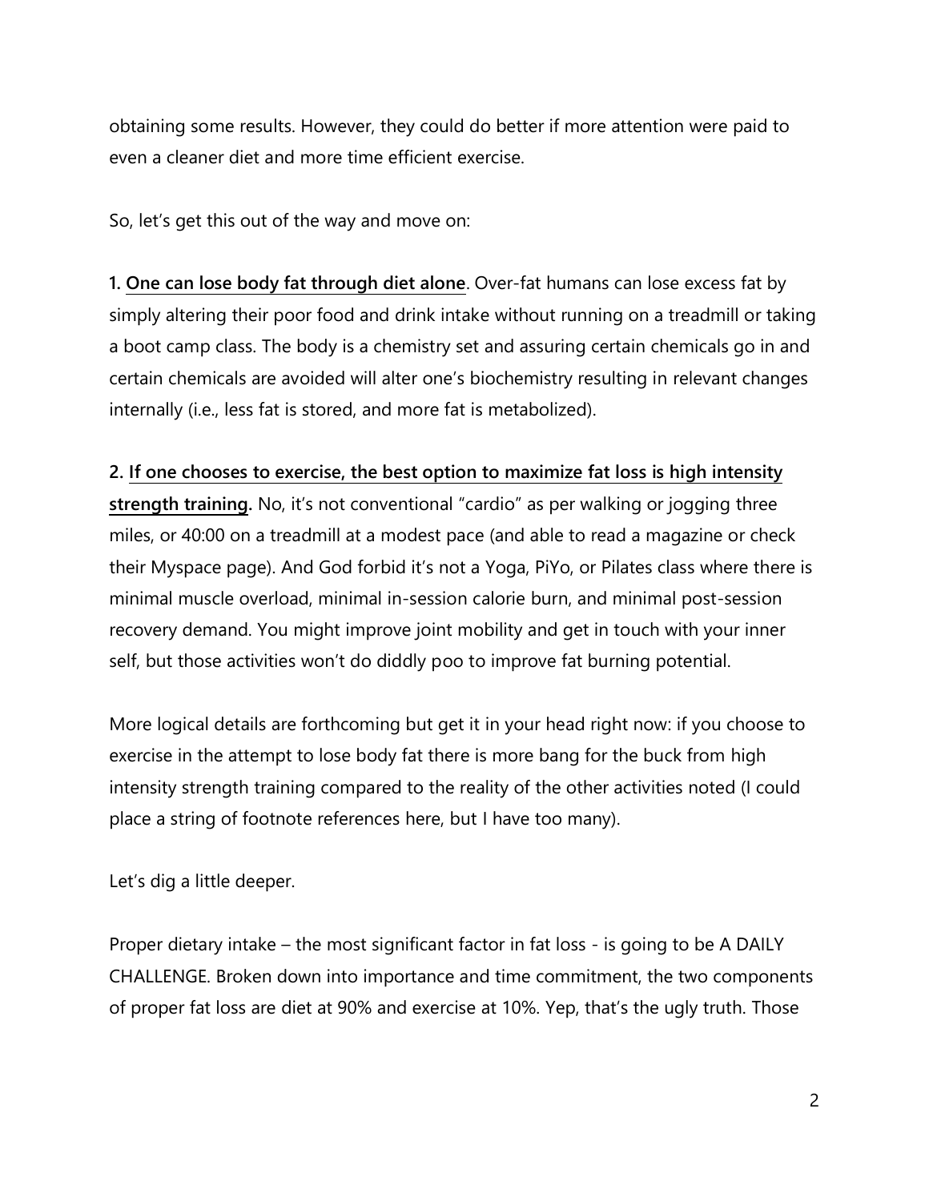obtaining some results. However, they could do better if more attention were paid to even a cleaner diet and more time efficient exercise.

So, let's get this out of the way and move on:

**1. One can lose body fat through diet alone**. Over-fat humans can lose excess fat by simply altering their poor food and drink intake without running on a treadmill or taking a boot camp class. The body is a chemistry set and assuring certain chemicals go in and certain chemicals are avoided will alter one's biochemistry resulting in relevant changes internally (i.e., less fat is stored, and more fat is metabolized).

**2. If one chooses to exercise, the best option to maximize fat loss is high intensity strength training.** No, it's not conventional "cardio" as per walking or jogging three miles, or 40:00 on a treadmill at a modest pace (and able to read a magazine or check their Myspace page). And God forbid it's not a Yoga, PiYo, or Pilates class where there is minimal muscle overload, minimal in-session calorie burn, and minimal post-session recovery demand. You might improve joint mobility and get in touch with your inner self, but those activities won't do diddly poo to improve fat burning potential.

More logical details are forthcoming but get it in your head right now: if you choose to exercise in the attempt to lose body fat there is more bang for the buck from high intensity strength training compared to the reality of the other activities noted (I could place a string of footnote references here, but I have too many).

Let's dig a little deeper.

Proper dietary intake – the most significant factor in fat loss - is going to be A DAILY CHALLENGE. Broken down into importance and time commitment, the two components of proper fat loss are diet at 90% and exercise at 10%. Yep, that's the ugly truth. Those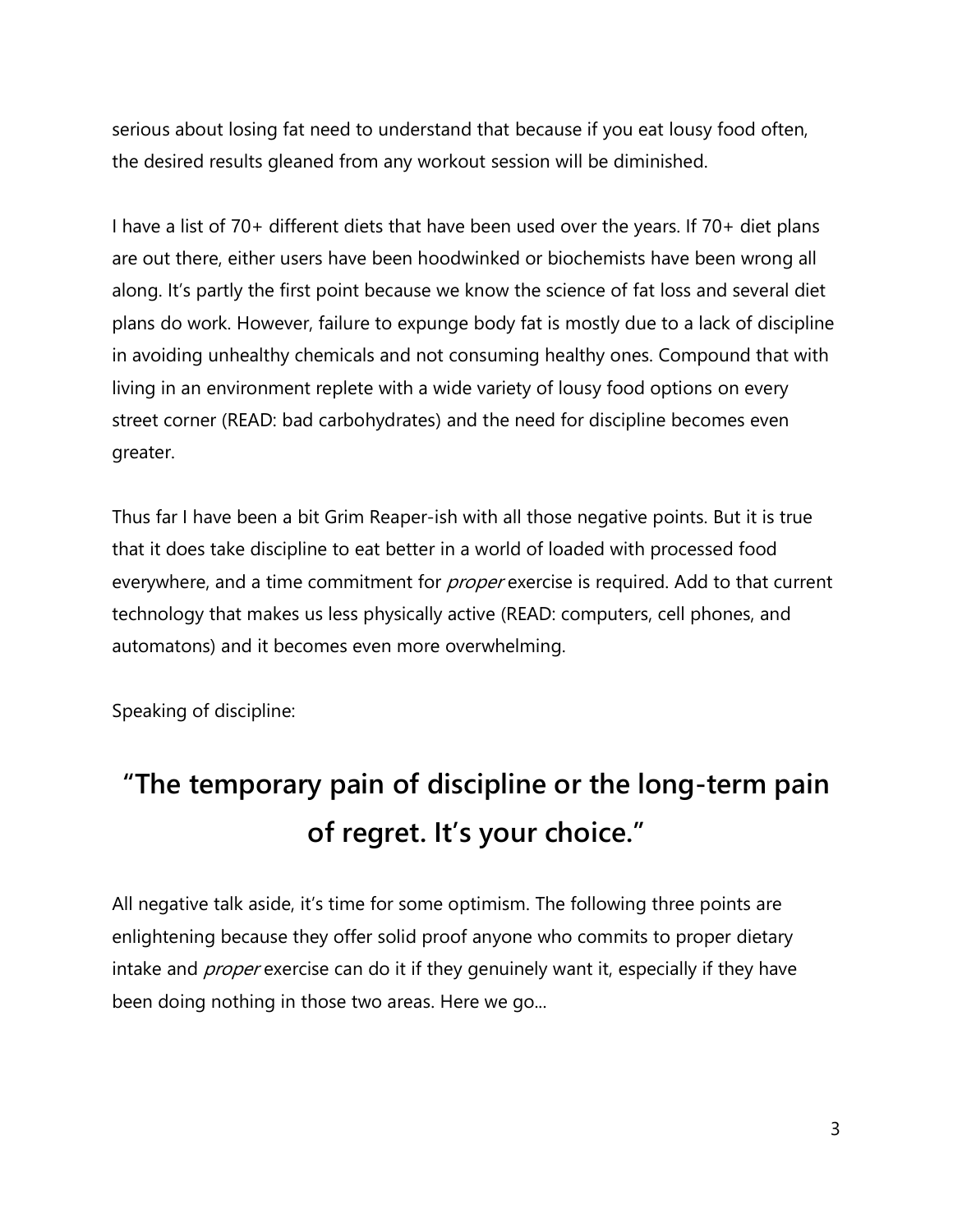serious about losing fat need to understand that because if you eat lousy food often, the desired results gleaned from any workout session will be diminished.

I have a list of 70+ different diets that have been used over the years. If 70+ diet plans are out there, either users have been hoodwinked or biochemists have been wrong all along. It's partly the first point because we know the science of fat loss and several diet plans do work. However, failure to expunge body fat is mostly due to a lack of discipline in avoiding unhealthy chemicals and not consuming healthy ones. Compound that with living in an environment replete with a wide variety of lousy food options on every street corner (READ: bad carbohydrates) and the need for discipline becomes even greater.

Thus far I have been a bit Grim Reaper-ish with all those negative points. But it is true that it does take discipline to eat better in a world of loaded with processed food everywhere, and a time commitment for *proper* exercise is required. Add to that current technology that makes us less physically active (READ: computers, cell phones, and automatons) and it becomes even more overwhelming.

Speaking of discipline:

## "The temporary pain of discipline or the long-term pain of regret. It's your choice."

All negative talk aside, it's time for some optimism. The following three points are enlightening because they offer solid proof anyone who commits to proper dietary intake and *proper* exercise can do it if they genuinely want it, especially if they have been doing nothing in those two areas. Here we go...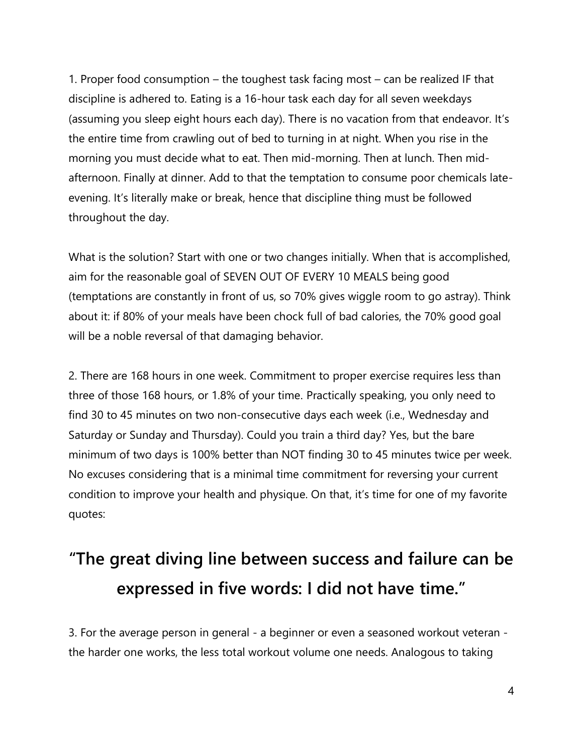1. Proper food consumption – the toughest task facing most – can be realized IF that discipline is adhered to. Eating is a 16-hour task each day for all seven weekdays (assuming you sleep eight hours each day). There is no vacation from that endeavor. It's the entire time from crawling out of bed to turning in at night. When you rise in the morning you must decide what to eat. Then mid-morning. Then at lunch. Then mid-afternoon. Finally at dinner. Add to that the temptation to consume poor chemicals late-evening. It's literally make or break, hence that discipline thing must be followed throughout the day.

What is the solution? Start with one or two changes initially. When that is accomplished, aim for the reasonable goal of SEVEN OUT OF EVERY 10 MEALS being good (temptations are constantly in front of us, so 70% gives wiggle room to go astray). Think about it: if 80% of your meals have been chock full of bad calories, the 70% good goal will be a noble reversal of that damaging behavior.

2. There are 168 hours in one week. Commitment to proper exercise requires less than three of those 168 hours, or 1.8% of your time. Practically speaking, you only need to find 30 to 45 minutes on two non-consecutive days each week (i.e., Wednesday and Saturday or Sunday and Thursday). Could you train a third day? Yes, but the bare minimum of two days is 100% better than NOT finding 30 to 45 minutes twice per week. No excuses considering that is a minimal time commitment for reversing your current condition to improve your health and physique. On that, it's time for one of my favorite quotes:

## "The great diving line between success and failure can be expressed in five words: I did not have time."

3. For the average person in general - a beginner or even a seasoned workout veteran - the harder one works, the less total workout volume one needs. Analogous to taking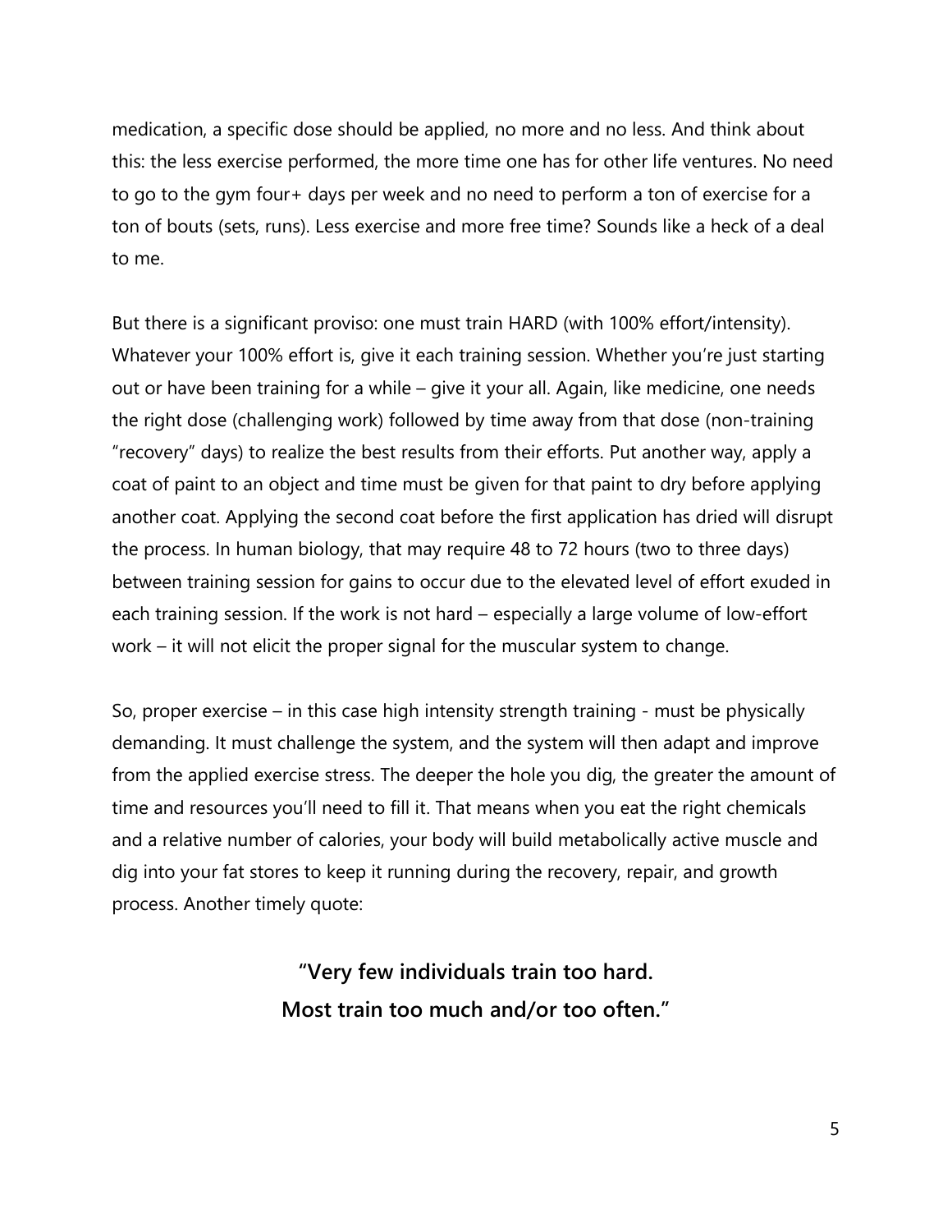medication, a specific dose should be applied, no more and no less. And think about this: the less exercise performed, the more time one has for other life ventures. No need to go to the gym four+ days per week and no need to perform a ton of exercise for a ton of bouts (sets, runs). Less exercise and more free time? Sounds like a heck of a deal to me.

But there is a significant proviso: one must train HARD (with 100% effort/intensity). Whatever your 100% effort is, give it each training session. Whether you're just starting out or have been training for a while – give it your all. Again, like medicine, one needs the right dose (challenging work) followed by time away from that dose (non-training "recovery" days) to realize the best results from their efforts. Put another way, apply a coat of paint to an object and time must be given for that paint to dry before applying another coat. Applying the second coat before the first application has dried will disrupt the process. In human biology, that may require 48 to 72 hours (two to three days) between training session for gains to occur due to the elevated level of effort exuded in each training session. If the work is not hard – especially a large volume of low-effort work – it will not elicit the proper signal for the muscular system to change.

So, proper exercise – in this case high intensity strength training - must be physically demanding. It must challenge the system, and the system will then adapt and improve from the applied exercise stress. The deeper the hole you dig, the greater the amount of time and resources you'll need to fill it. That means when you eat the right chemicals and a relative number of calories, your body will build metabolically active muscle and dig into your fat stores to keep it running during the recovery, repair, and growth process. Another timely quote:

**"Very few individuals train too hard.**
**Most train too much and/or too often."**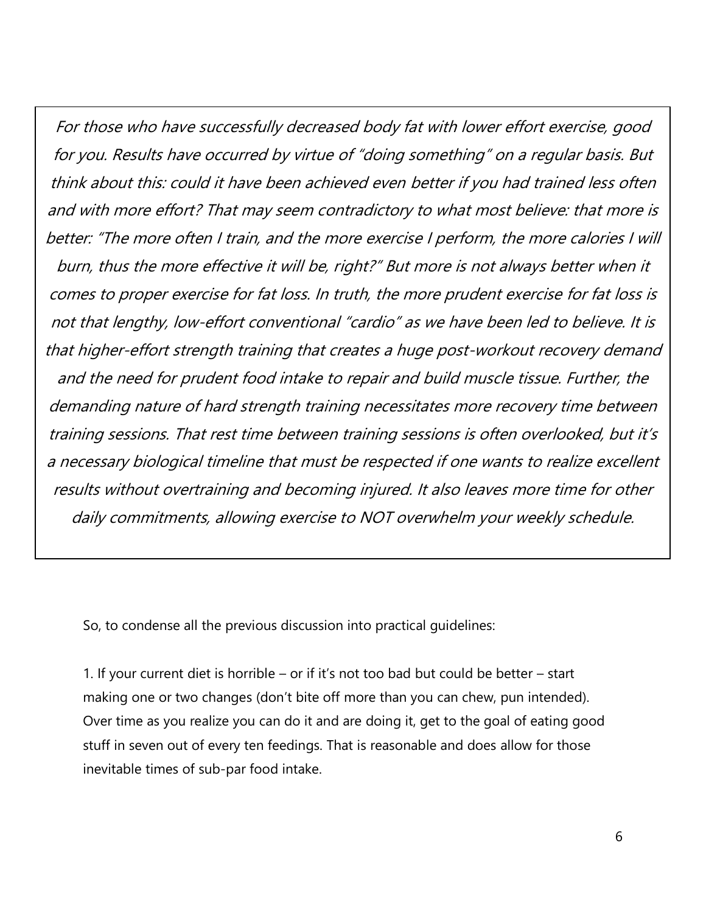*For those who have successfully decreased body fat with lower effort exercise, good for you. Results have occurred by virtue of "doing something" on a regular basis. But think about this: could it have been achieved even better if you had trained less often and with more effort? That may seem contradictory to what most believe: that more is better: "The more often I train, and the more exercise I perform, the more calories I will burn, thus the more effective it will be, right?" But more is not always better when it comes to proper exercise for fat loss. In truth, the more prudent exercise for fat loss is not that lengthy, low-effort conventional "cardio" as we have been led to believe. It is that higher-effort strength training that creates a huge post-workout recovery demand and the need for prudent food intake to repair and build muscle tissue. Further, the demanding nature of hard strength training necessitates more recovery time between training sessions. That rest time between training sessions is often overlooked, but it's a necessary biological timeline that must be respected if one wants to realize excellent results without overtraining and becoming injured. It also leaves more time for other daily commitments, allowing exercise to NOT overwhelm your weekly schedule.*

So, to condense all the previous discussion into practical guidelines:

1. If your current diet is horrible – or if it's not too bad but could be better – start making one or two changes (don't bite off more than you can chew, pun intended). Over time as you realize you can do it and are doing it, get to the goal of eating good stuff in seven out of every ten feedings. That is reasonable and does allow for those inevitable times of sub-par food intake.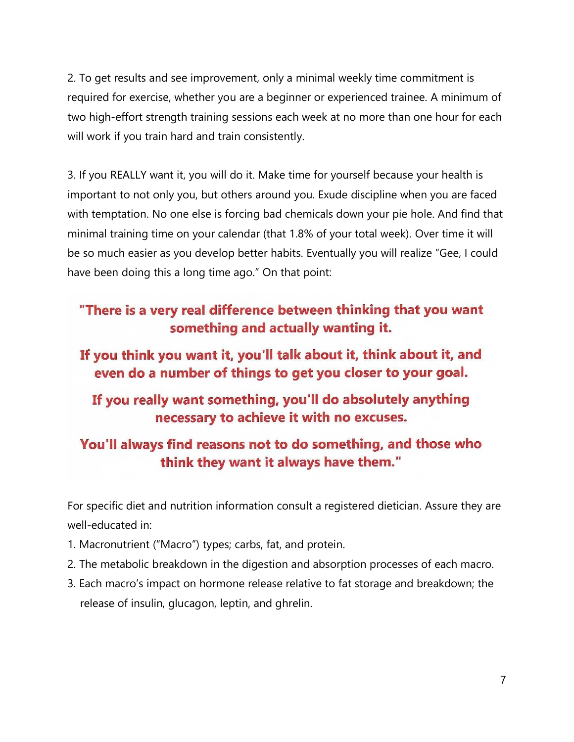2. To get results and see improvement, only a minimal weekly time commitment is required for exercise, whether you are a beginner or experienced trainee. A minimum of two high-effort strength training sessions each week at no more than one hour for each will work if you train hard and train consistently.

3. If you REALLY want it, you will do it. Make time for yourself because your health is important to not only you, but others around you. Exude discipline when you are faced with temptation. No one else is forcing bad chemicals down your pie hole. And find that minimal training time on your calendar (that 1.8% of your total week). Over time it will be so much easier as you develop better habits. Eventually you will realize "Gee, I could have been doing this a long time ago." On that point:

**"There is a very real difference between thinking that you want something and actually wanting it.**

**If you think you want it, you'll talk about it, think about it, and even do a number of things to get you closer to your goal.**

**If you really want something, you'll do absolutely anything necessary to achieve it with no excuses.**

**You'll always find reasons not to do something, and those who think they want it always have them."**

For specific diet and nutrition information consult a registered dietician. Assure they are well-educated in:

1. Macronutrient ("Macro") types; carbs, fat, and protein.
2. The metabolic breakdown in the digestion and absorption processes of each macro.
3. Each macro's impact on hormone release relative to fat storage and breakdown; the release of insulin, glucagon, leptin, and ghrelin.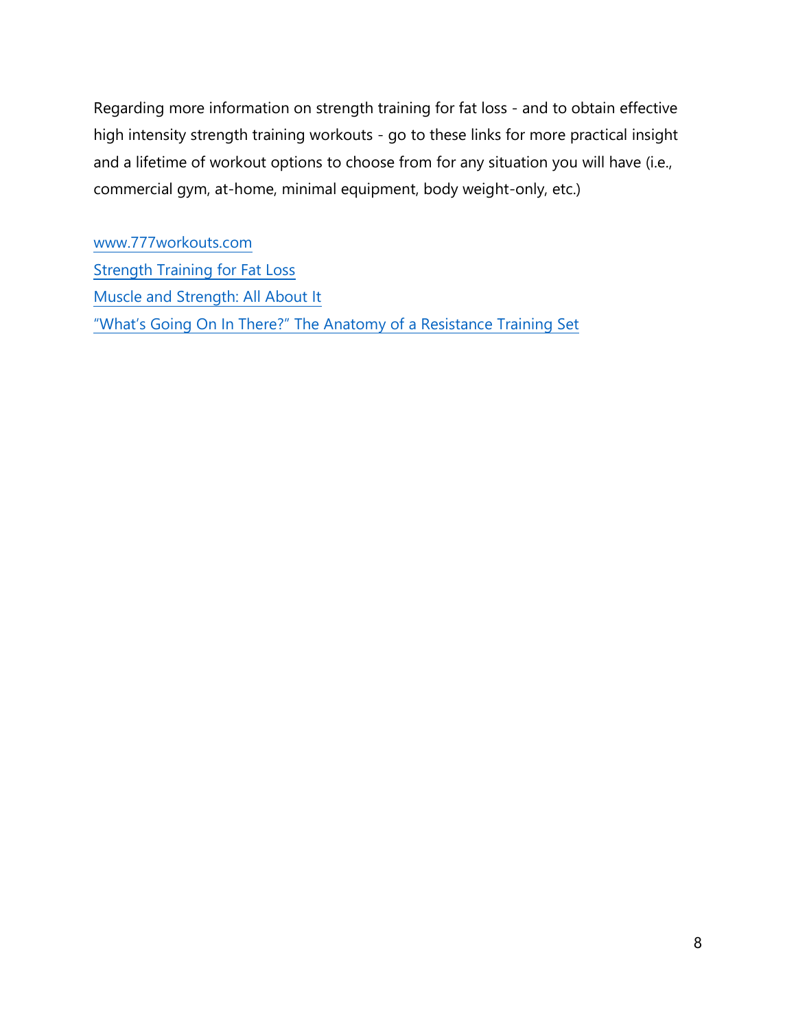Regarding more information on strength training for fat loss - and to obtain effective high intensity strength training workouts - go to these links for more practical insight and a lifetime of workout options to choose from for any situation you will have (i.e., commercial gym, at-home, minimal equipment, body weight-only, etc.)

www.777workouts.com
Strength Training for Fat Loss
Muscle and Strength: All About It
"What's Going On In There?" The Anatomy of a Resistance Training Set